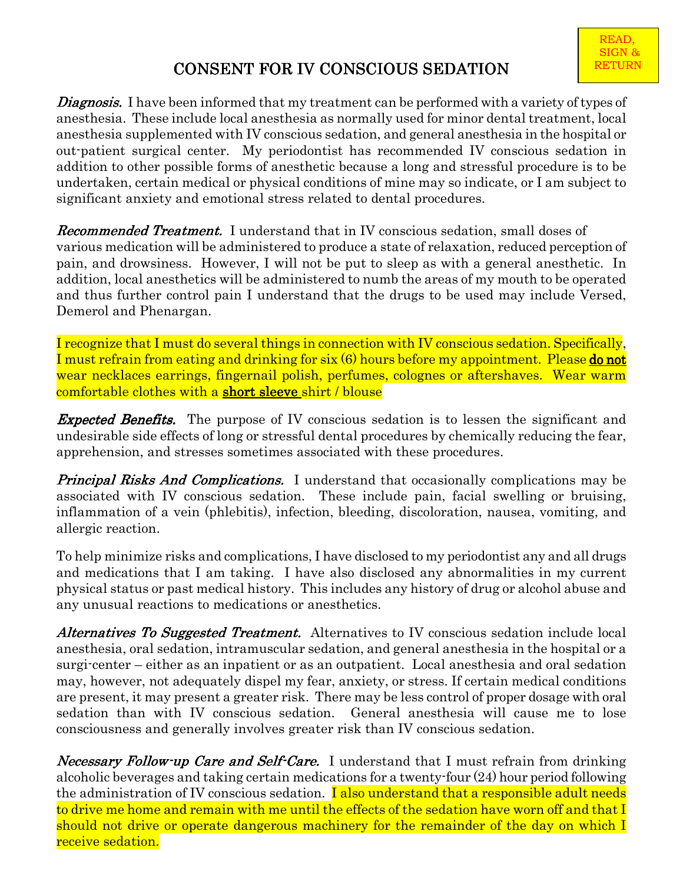READ, SIGN & RETURN

# CONSENT FOR IV CONSCIOUS SEDATION

***Diagnosis.*** I have been informed that my treatment can be performed with a variety of types of anesthesia. These include local anesthesia as normally used for minor dental treatment, local anesthesia supplemented with IV conscious sedation, and general anesthesia in the hospital or out-patient surgical center. My periodontist has recommended IV conscious sedation in addition to other possible forms of anesthetic because a long and stressful procedure is to be undertaken, certain medical or physical conditions of mine may so indicate, or I am subject to significant anxiety and emotional stress related to dental procedures.

***Recommended Treatment.*** I understand that in IV conscious sedation, small doses of various medication will be administered to produce a state of relaxation, reduced perception of pain, and drowsiness. However, I will not be put to sleep as with a general anesthetic. In addition, local anesthetics will be administered to numb the areas of my mouth to be operated and thus further control pain I understand that the drugs to be used may include Versed, Demerol and Phenargan.

I recognize that I must do several things in connection with IV conscious sedation. Specifically, I must refrain from eating and drinking for six (6) hours before my appointment. Please **do not** wear necklaces earrings, fingernail polish, perfumes, colognes or aftershaves. Wear warm comfortable clothes with a **short sleeve** shirt / blouse

***Expected Benefits.*** The purpose of IV conscious sedation is to lessen the significant and undesirable side effects of long or stressful dental procedures by chemically reducing the fear, apprehension, and stresses sometimes associated with these procedures.

***Principal Risks And Complications.*** I understand that occasionally complications may be associated with IV conscious sedation. These include pain, facial swelling or bruising, inflammation of a vein (phlebitis), infection, bleeding, discoloration, nausea, vomiting, and allergic reaction.

To help minimize risks and complications, I have disclosed to my periodontist any and all drugs and medications that I am taking. I have also disclosed any abnormalities in my current physical status or past medical history. This includes any history of drug or alcohol abuse and any unusual reactions to medications or anesthetics.

***Alternatives To Suggested Treatment.*** Alternatives to IV conscious sedation include local anesthesia, oral sedation, intramuscular sedation, and general anesthesia in the hospital or a surgi-center – either as an inpatient or as an outpatient. Local anesthesia and oral sedation may, however, not adequately dispel my fear, anxiety, or stress. If certain medical conditions are present, it may present a greater risk. There may be less control of proper dosage with oral sedation than with IV conscious sedation. General anesthesia will cause me to lose consciousness and generally involves greater risk than IV conscious sedation.

***Necessary Follow-up Care and Self-Care.*** I understand that I must refrain from drinking alcoholic beverages and taking certain medications for a twenty-four (24) hour period following the administration of IV conscious sedation. I also understand that a responsible adult needs to drive me home and remain with me until the effects of the sedation have worn off and that I should not drive or operate dangerous machinery for the remainder of the day on which I receive sedation.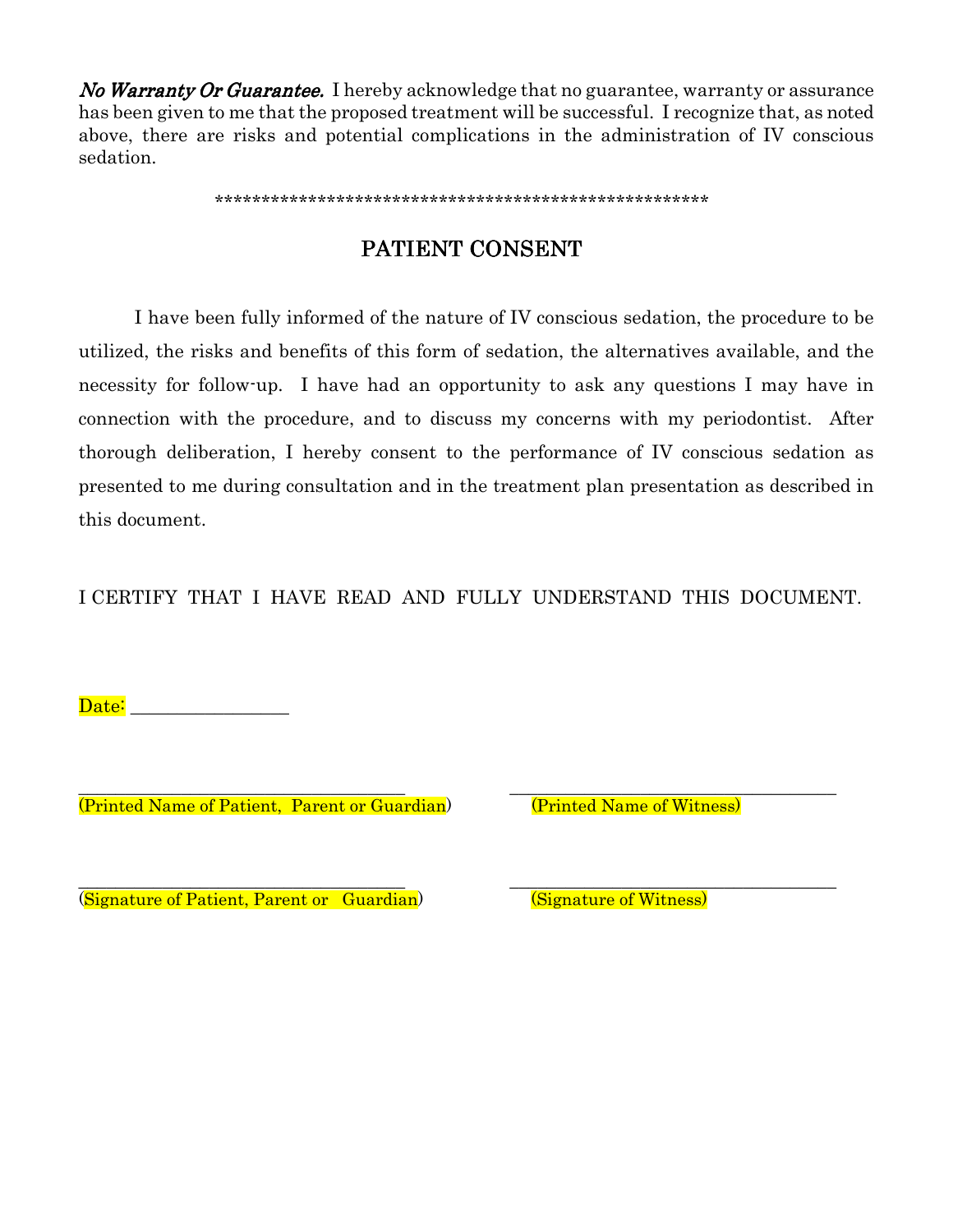***No Warranty Or Guarantee.*** I hereby acknowledge that no guarantee, warranty or assurance has been given to me that the proposed treatment will be successful. I recognize that, as noted above, there are risks and potential complications in the administration of IV conscious sedation.

****************************************************

## PATIENT CONSENT

I have been fully informed of the nature of IV conscious sedation, the procedure to be utilized, the risks and benefits of this form of sedation, the alternatives available, and the necessity for follow-up. I have had an opportunity to ask any questions I may have in connection with the procedure, and to discuss my concerns with my periodontist. After thorough deliberation, I hereby consent to the performance of IV conscious sedation as presented to me during consultation and in the treatment plan presentation as described in this document.

I CERTIFY THAT I HAVE READ AND FULLY UNDERSTAND THIS DOCUMENT.

Date: _________________

___________________________________ (Printed Name of Patient, Parent or Guardian)

___________________________________ (Printed Name of Witness)

___________________________________ (Signature of Patient, Parent or Guardian)

___________________________________ (Signature of Witness)